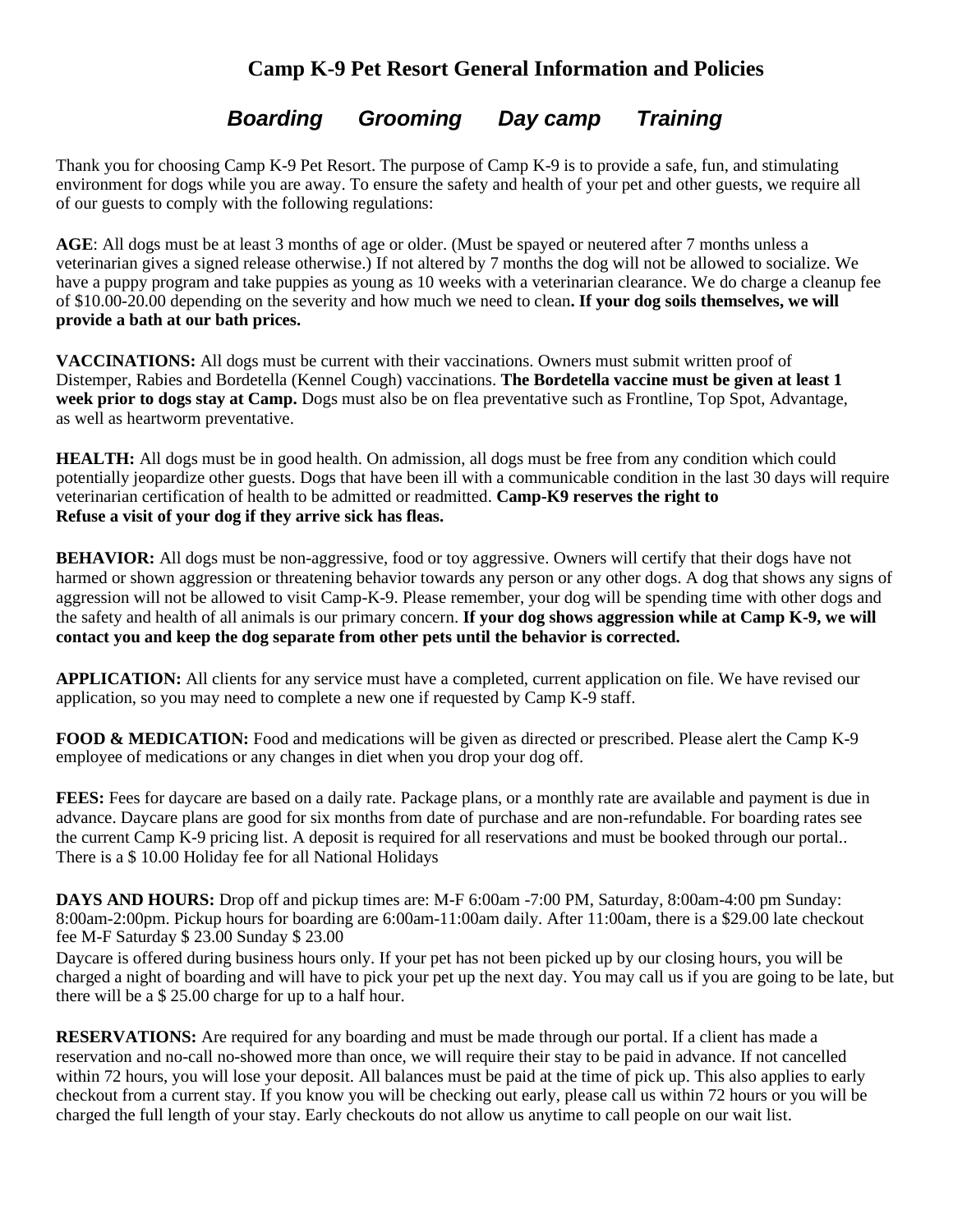# Camp K-9 Pet Resort General Information and Policies

## *Boarding     Grooming     Day camp     Training*

Thank you for choosing Camp K-9 Pet Resort. The purpose of Camp K-9 is to provide a safe, fun, and stimulating environment for dogs while you are away. To ensure the safety and health of your pet and other guests, we require all of our guests to comply with the following regulations:

**AGE**: All dogs must be at least 3 months of age or older. (Must be spayed or neutered after 7 months unless a veterinarian gives a signed release otherwise.) If not altered by 7 months the dog will not be allowed to socialize. We have a puppy program and take puppies as young as 10 weeks with a veterinarian clearance. We do charge a cleanup fee of $10.00-20.00 depending on the severity and how much we need to clean**. If your dog soils themselves, we will provide a bath at our bath prices.**

**VACCINATIONS:** All dogs must be current with their vaccinations. Owners must submit written proof of Distemper, Rabies and Bordetella (Kennel Cough) vaccinations. **The Bordetella vaccine must be given at least 1 week prior to dogs stay at Camp.** Dogs must also be on flea preventative such as Frontline, Top Spot, Advantage, as well as heartworm preventative.

**HEALTH:** All dogs must be in good health. On admission, all dogs must be free from any condition which could potentially jeopardize other guests. Dogs that have been ill with a communicable condition in the last 30 days will require veterinarian certification of health to be admitted or readmitted. **Camp-K9 reserves the right to Refuse a visit of your dog if they arrive sick has fleas.**

**BEHAVIOR:** All dogs must be non-aggressive, food or toy aggressive. Owners will certify that their dogs have not harmed or shown aggression or threatening behavior towards any person or any other dogs. A dog that shows any signs of aggression will not be allowed to visit Camp-K-9. Please remember, your dog will be spending time with other dogs and the safety and health of all animals is our primary concern. **If your dog shows aggression while at Camp K-9, we will contact you and keep the dog separate from other pets until the behavior is corrected.**

**APPLICATION:** All clients for any service must have a completed, current application on file. We have revised our application, so you may need to complete a new one if requested by Camp K-9 staff.

**FOOD & MEDICATION:** Food and medications will be given as directed or prescribed. Please alert the Camp K-9 employee of medications or any changes in diet when you drop your dog off.

**FEES:** Fees for daycare are based on a daily rate. Package plans, or a monthly rate are available and payment is due in advance. Daycare plans are good for six months from date of purchase and are non-refundable. For boarding rates see the current Camp K-9 pricing list. A deposit is required for all reservations and must be booked through our portal.. There is a $ 10.00 Holiday fee for all National Holidays

**DAYS AND HOURS:** Drop off and pickup times are: M-F 6:00am -7:00 PM, Saturday, 8:00am-4:00 pm Sunday: 8:00am-2:00pm. Pickup hours for boarding are 6:00am-11:00am daily. After 11:00am, there is a $29.00 late checkout fee M-F Saturday $ 23.00 Sunday $ 23.00

Daycare is offered during business hours only. If your pet has not been picked up by our closing hours, you will be charged a night of boarding and will have to pick your pet up the next day. You may call us if you are going to be late, but there will be a $ 25.00 charge for up to a half hour.

**RESERVATIONS:** Are required for any boarding and must be made through our portal. If a client has made a reservation and no-call no-showed more than once, we will require their stay to be paid in advance. If not cancelled within 72 hours, you will lose your deposit. All balances must be paid at the time of pick up. This also applies to early checkout from a current stay. If you know you will be checking out early, please call us within 72 hours or you will be charged the full length of your stay. Early checkouts do not allow us anytime to call people on our wait list.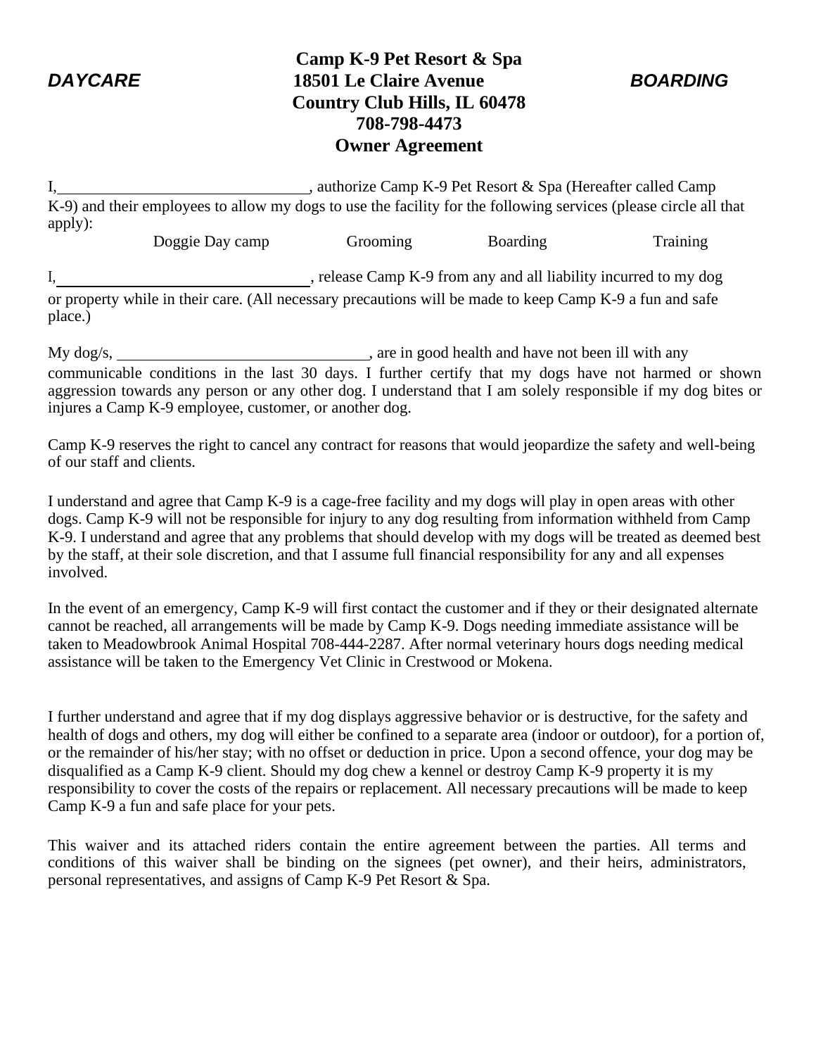*DAYCARE* **Camp K-9 Pet Resort & Spa** *BOARDING*

**18501 Le Claire Avenue**
**Country Club Hills, IL 60478**
**708-798-4473**

# Owner Agreement

I,\_\_\_\_\_\_\_\_\_\_\_\_\_\_\_\_\_\_\_\_\_\_\_\_\_\_\_\_\_\_, authorize Camp K-9 Pet Resort & Spa (Hereafter called Camp K-9) and their employees to allow my dogs to use the facility for the following services (please circle all that apply):

Doggie Day camp     Grooming     Boarding     Training

I,\_\_\_\_\_\_\_\_\_\_\_\_\_\_\_\_\_\_\_\_\_\_\_\_\_\_\_\_\_\_, release Camp K-9 from any and all liability incurred to my dog or property while in their care. (All necessary precautions will be made to keep Camp K-9 a fun and safe place.)

My dog/s, \_\_\_\_\_\_\_\_\_\_\_\_\_\_\_\_\_\_\_\_\_\_\_\_\_\_\_\_\_\_, are in good health and have not been ill with any communicable conditions in the last 30 days. I further certify that my dogs have not harmed or shown aggression towards any person or any other dog. I understand that I am solely responsible if my dog bites or injures a Camp K-9 employee, customer, or another dog.

Camp K-9 reserves the right to cancel any contract for reasons that would jeopardize the safety and well-being of our staff and clients.

I understand and agree that Camp K-9 is a cage-free facility and my dogs will play in open areas with other dogs. Camp K-9 will not be responsible for injury to any dog resulting from information withheld from Camp K-9. I understand and agree that any problems that should develop with my dogs will be treated as deemed best by the staff, at their sole discretion, and that I assume full financial responsibility for any and all expenses involved.

In the event of an emergency, Camp K-9 will first contact the customer and if they or their designated alternate cannot be reached, all arrangements will be made by Camp K-9. Dogs needing immediate assistance will be taken to Meadowbrook Animal Hospital 708-444-2287. After normal veterinary hours dogs needing medical assistance will be taken to the Emergency Vet Clinic in Crestwood or Mokena.

I further understand and agree that if my dog displays aggressive behavior or is destructive, for the safety and health of dogs and others, my dog will either be confined to a separate area (indoor or outdoor), for a portion of, or the remainder of his/her stay; with no offset or deduction in price. Upon a second offence, your dog may be disqualified as a Camp K-9 client. Should my dog chew a kennel or destroy Camp K-9 property it is my responsibility to cover the costs of the repairs or replacement. All necessary precautions will be made to keep Camp K-9 a fun and safe place for your pets.

This waiver and its attached riders contain the entire agreement between the parties. All terms and conditions of this waiver shall be binding on the signees (pet owner), and their heirs, administrators, personal representatives, and assigns of Camp K-9 Pet Resort & Spa.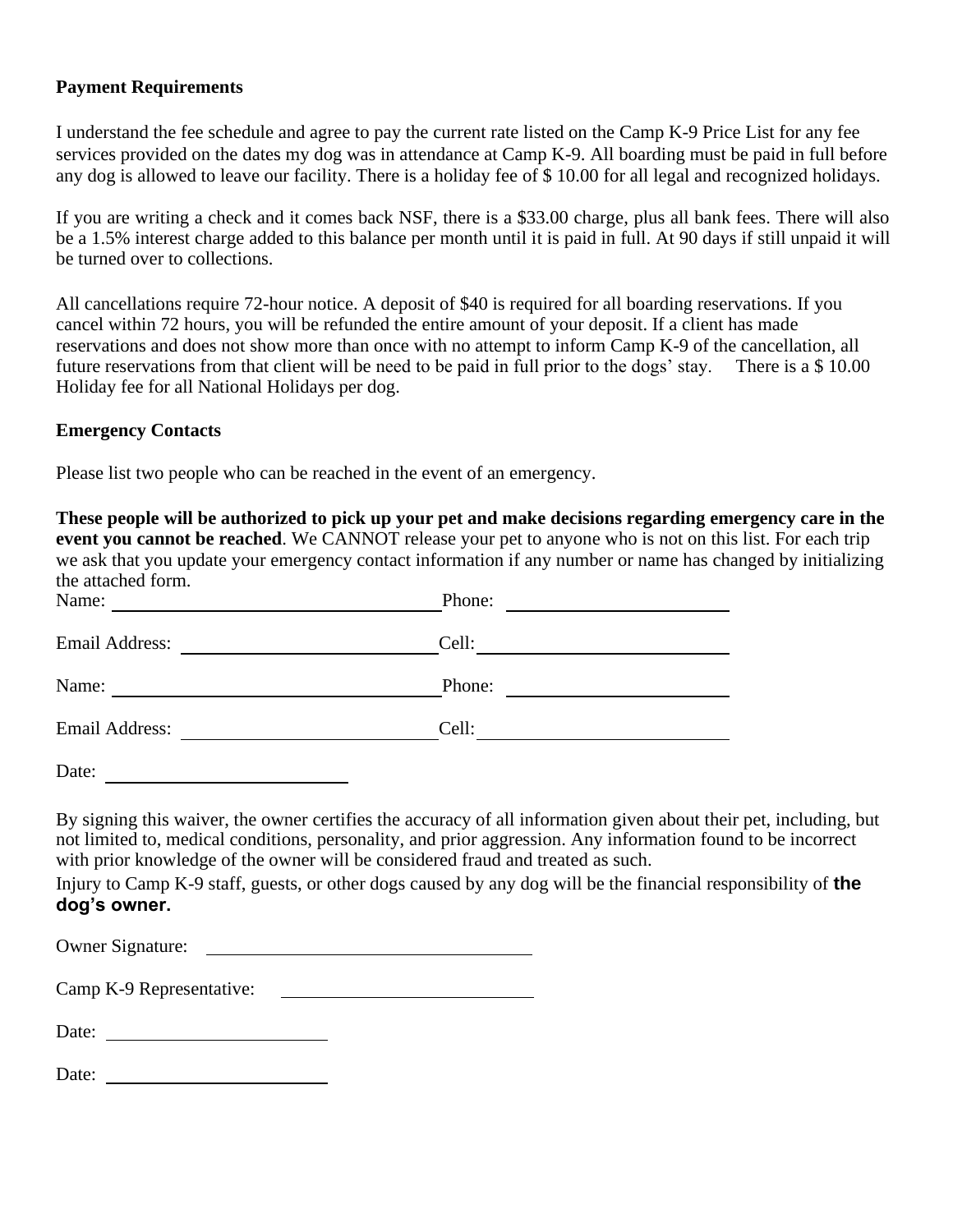**Payment Requirements**

I understand the fee schedule and agree to pay the current rate listed on the Camp K-9 Price List for any fee services provided on the dates my dog was in attendance at Camp K-9. All boarding must be paid in full before any dog is allowed to leave our facility. There is a holiday fee of $ 10.00 for all legal and recognized holidays.

If you are writing a check and it comes back NSF, there is a $33.00 charge, plus all bank fees. There will also be a 1.5% interest charge added to this balance per month until it is paid in full. At 90 days if still unpaid it will be turned over to collections.

All cancellations require 72-hour notice. A deposit of $40 is required for all boarding reservations. If you cancel within 72 hours, you will be refunded the entire amount of your deposit. If a client has made reservations and does not show more than once with no attempt to inform Camp K-9 of the cancellation, all future reservations from that client will be need to be paid in full prior to the dogs' stay. There is a $ 10.00 Holiday fee for all National Holidays per dog.

**Emergency Contacts**

Please list two people who can be reached in the event of an emergency.

**These people will be authorized to pick up your pet and make decisions regarding emergency care in the event you cannot be reached**. We CANNOT release your pet to anyone who is not on this list. For each trip we ask that you update your emergency contact information if any number or name has changed by initializing the attached form.

Name: ______________________________ Phone: ______________________

Email Address: ______________________ Cell: ________________________

Name: ______________________________ Phone: ______________________

Email Address: ______________________ Cell: ________________________

Date: ______________________

By signing this waiver, the owner certifies the accuracy of all information given about their pet, including, but not limited to, medical conditions, personality, and prior aggression. Any information found to be incorrect with prior knowledge of the owner will be considered fraud and treated as such.

Injury to Camp K-9 staff, guests, or other dogs caused by any dog will be the financial responsibility of **the dog's owner.**

Owner Signature: ______________________________

Camp K-9 Representative: ______________________

Date: ______________________

Date: ______________________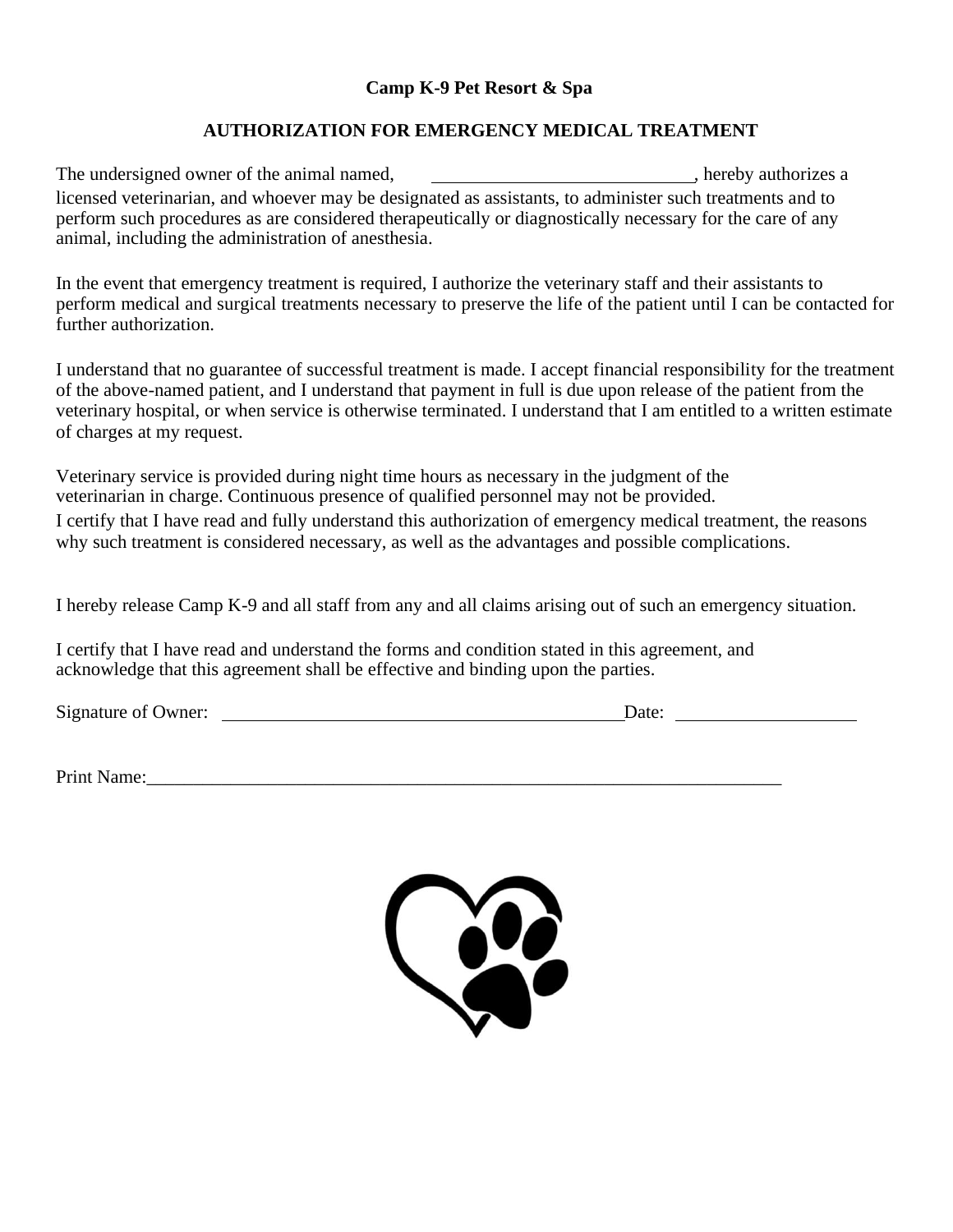**Camp K-9 Pet Resort & Spa**

**AUTHORIZATION FOR EMERGENCY MEDICAL TREATMENT**

The undersigned owner of the animal named, ____________________________, hereby authorizes a licensed veterinarian, and whoever may be designated as assistants, to administer such treatments and to perform such procedures as are considered therapeutically or diagnostically necessary for the care of any animal, including the administration of anesthesia.

In the event that emergency treatment is required, I authorize the veterinary staff and their assistants to perform medical and surgical treatments necessary to preserve the life of the patient until I can be contacted for further authorization.

I understand that no guarantee of successful treatment is made. I accept financial responsibility for the treatment of the above-named patient, and I understand that payment in full is due upon release of the patient from the veterinary hospital, or when service is otherwise terminated. I understand that I am entitled to a written estimate of charges at my request.

Veterinary service is provided during night time hours as necessary in the judgment of the veterinarian in charge. Continuous presence of qualified personnel may not be provided.
I certify that I have read and fully understand this authorization of emergency medical treatment, the reasons why such treatment is considered necessary, as well as the advantages and possible complications.

I hereby release Camp K-9 and all staff from any and all claims arising out of such an emergency situation.

I certify that I have read and understand the forms and condition stated in this agreement, and acknowledge that this agreement shall be effective and binding upon the parties.

Signature of Owner: ____________________________________________ Date: ____________________

Print Name:_______________________________________________________________________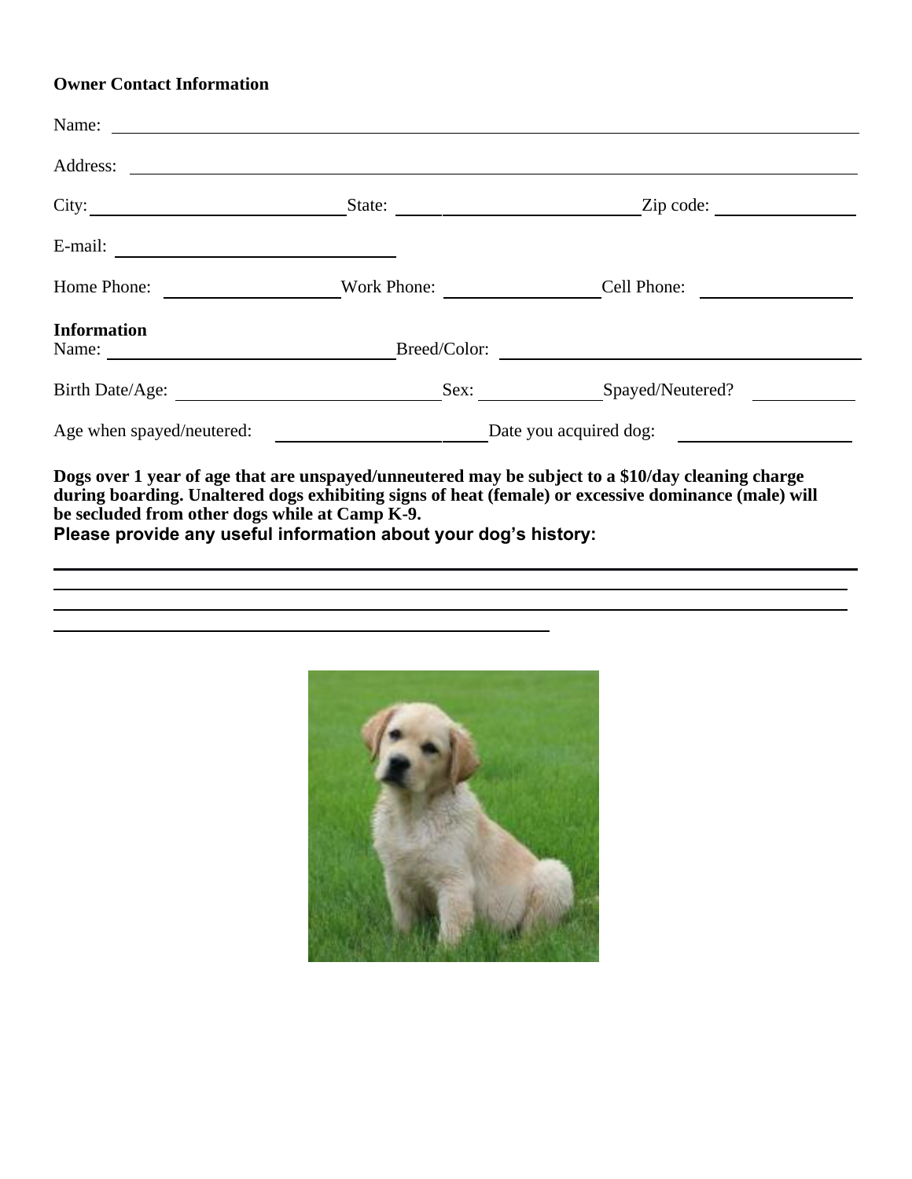**Owner Contact Information**

Name: ______________________________________________

Address: ______________________________________________

City: ____________________ State: ____________________ Zip code: ____________

E-mail: ____________________

Home Phone: ______________ Work Phone: ______________ Cell Phone: ______________

**Information**

Name: ____________________ Breed/Color: ______________________________

Birth Date/Age: ____________________ Sex: __________ Spayed/Neutered? __________

Age when spayed/neutered: ______________ Date you acquired dog: ______________

**Dogs over 1 year of age that are unspayed/unneutered may be subject to a $10/day cleaning charge during boarding. Unaltered dogs exhibiting signs of heat (female) or excessive dominance (male) will be secluded from other dogs while at Camp K-9.**

**Please provide any useful information about your dog's history:**

______________________________________________

______________________________________________

______________________________________________

______________________________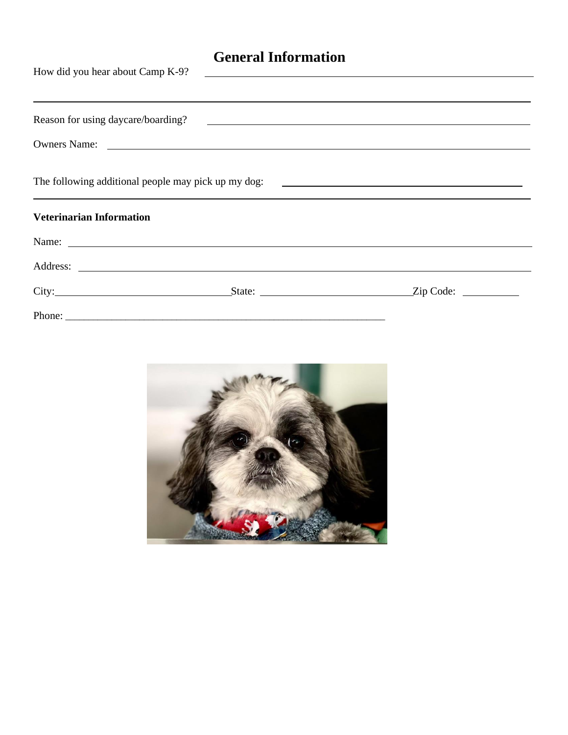# General Information

How did you hear about Camp K-9? ______________________________________________

_____________________________________________________________________________

Reason for using daycare/boarding? ____________________________________________

Owners Name: ________________________________________________________________

The following additional people may pick up my dog: _______________________________

_____________________________________________________________________________

**Veterinarian Information**

Name: ______________________________________________________________________

Address: ____________________________________________________________________

City:______________________________State: ___________________________Zip Code: __________

Phone: ____________________________________________________________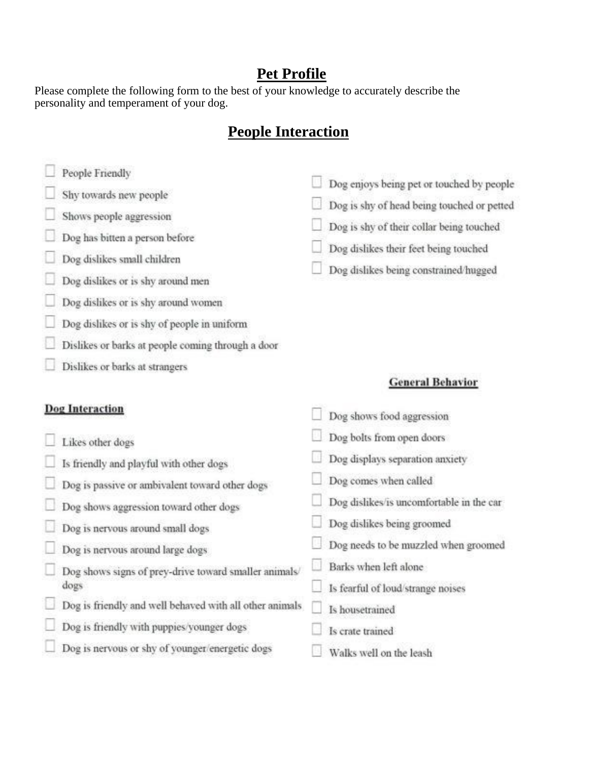# Pet Profile

Please complete the following form to the best of your knowledge to accurately describe the personality and temperament of your dog.

## People Interaction

- ☐ People Friendly
- ☐ Shy towards new people
- ☐ Shows people aggression
- ☐ Dog has bitten a person before
- ☐ Dog dislikes small children
- ☐ Dog dislikes or is shy around men
- ☐ Dog dislikes or is shy around women
- ☐ Dog dislikes or is shy of people in uniform
- ☐ Dislikes or barks at people coming through a door
- ☐ Dislikes or barks at strangers
- ☐ Dog enjoys being pet or touched by people
- ☐ Dog is shy of head being touched or petted
- ☐ Dog is shy of their collar being touched
- ☐ Dog dislikes their feet being touched
- ☐ Dog dislikes being constrained/hugged

### Dog Interaction

- ☐ Likes other dogs
- ☐ Is friendly and playful with other dogs
- ☐ Dog is passive or ambivalent toward other dogs
- ☐ Dog shows aggression toward other dogs
- ☐ Dog is nervous around small dogs
- ☐ Dog is nervous around large dogs
- ☐ Dog shows signs of prey-drive toward smaller animals/dogs
- ☐ Dog is friendly and well behaved with all other animals
- ☐ Dog is friendly with puppies/younger dogs
- ☐ Dog is nervous or shy of younger/energetic dogs

### General Behavior

- ☐ Dog shows food aggression
- ☐ Dog bolts from open doors
- ☐ Dog displays separation anxiety
- ☐ Dog comes when called
- ☐ Dog dislikes/is uncomfortable in the car
- ☐ Dog dislikes being groomed
- ☐ Dog needs to be muzzled when groomed
- ☐ Barks when left alone
- ☐ Is fearful of loud/strange noises
- ☐ Is housetrained
- ☐ Is crate trained
- ☐ Walks well on the leash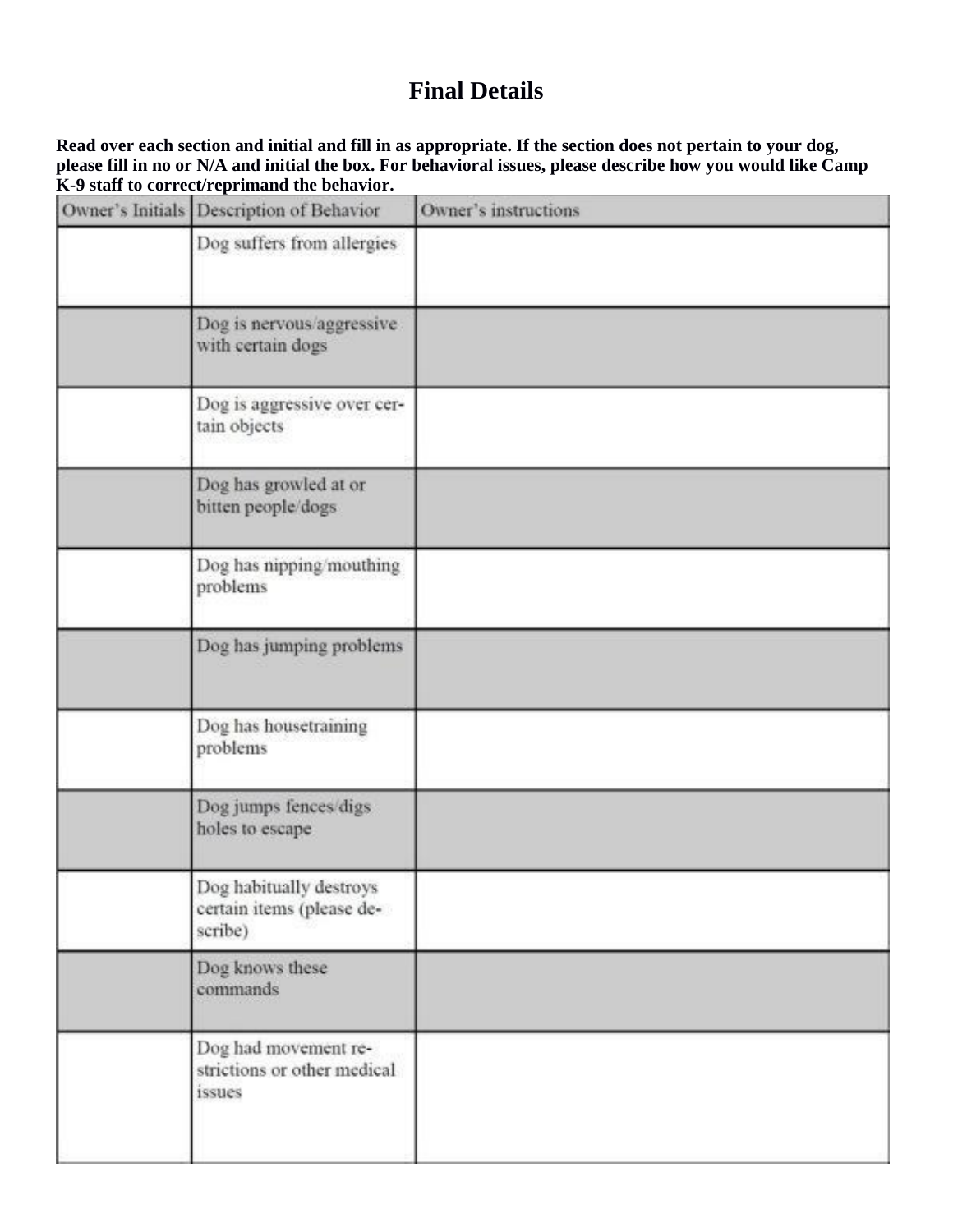# Final Details

**Read over each section and initial and fill in as appropriate. If the section does not pertain to your dog, please fill in no or N/A and initial the box. For behavioral issues, please describe how you would like Camp K-9 staff to correct/reprimand the behavior.**

| Owner's Initials | Description of Behavior | Owner's instructions |
|---|---|---|
| | Dog suffers from allergies | |
| | Dog is nervous/aggressive with certain dogs | |
| | Dog is aggressive over certain objects | |
| | Dog has growled at or bitten people/dogs | |
| | Dog has nipping/mouthing problems | |
| | Dog has jumping problems | |
| | Dog has housetraining problems | |
| | Dog jumps fences/digs holes to escape | |
| | Dog habitually destroys certain items (please describe) | |
| | Dog knows these commands | |
| | Dog had movement restrictions or other medical issues | |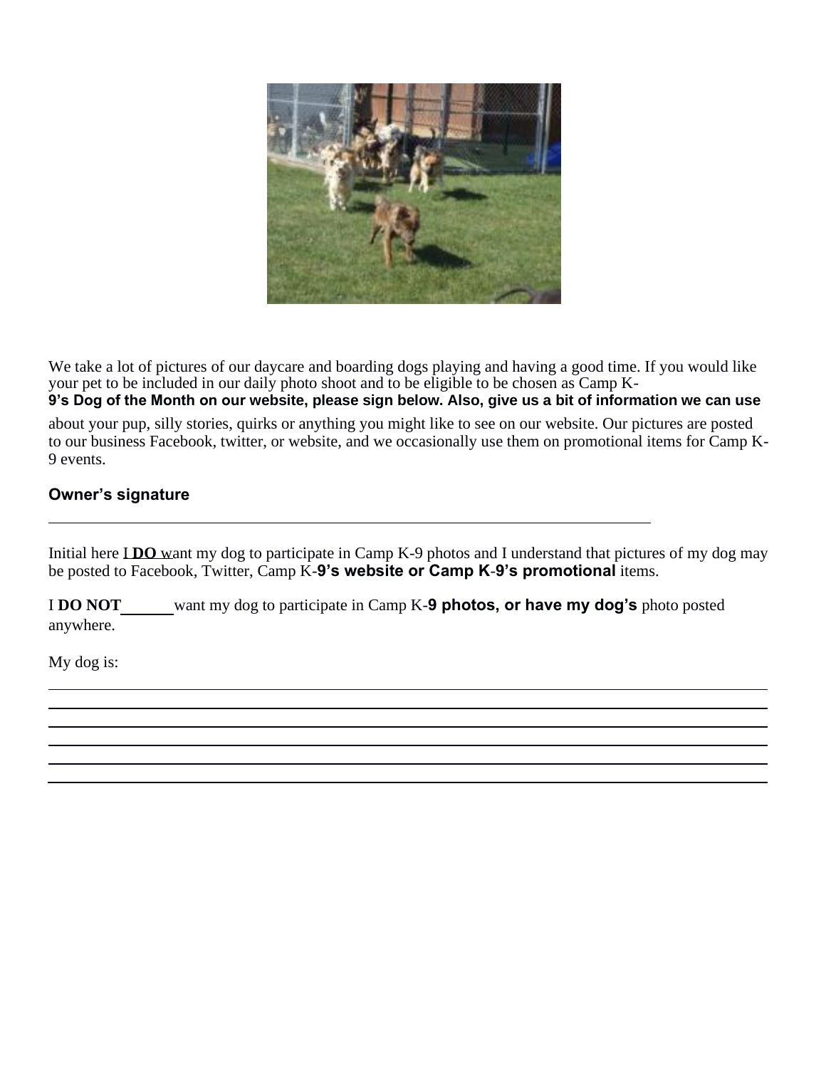We take a lot of pictures of our daycare and boarding dogs playing and having a good time. If you would like your pet to be included in our daily photo shoot and to be eligible to be chosen as Camp K-9's Dog of the Month on our website, please sign below. Also, give us a bit of information we can use about your pup, silly stories, quirks or anything you might like to see on our website. Our pictures are posted to our business Facebook, twitter, or website, and we occasionally use them on promotional items for Camp K-9 events.

**Owner's signature**

\_\_\_\_\_\_\_\_\_\_\_\_\_\_\_\_\_\_\_\_\_\_\_\_\_\_\_\_\_\_\_\_\_\_\_\_\_\_\_\_\_\_\_\_\_\_\_\_\_\_\_\_\_\_\_\_\_\_\_\_

Initial here **I DO** want my dog to participate in Camp K-9 photos and I understand that pictures of my dog may be posted to Facebook, Twitter, Camp K-9's website or Camp K-9's promotional items.

I **DO NOT**\_\_\_\_\_\_ want my dog to participate in Camp K-9 photos, or have my dog's photo posted anywhere.

My dog is:

\_\_\_\_\_\_\_\_\_\_\_\_\_\_\_\_\_\_\_\_\_\_\_\_\_\_\_\_\_\_\_\_\_\_\_\_\_\_\_\_\_\_\_\_\_\_\_\_\_\_\_\_\_\_\_\_\_\_\_\_\_\_\_\_\_\_\_\_\_\_\_\_

\_\_\_\_\_\_\_\_\_\_\_\_\_\_\_\_\_\_\_\_\_\_\_\_\_\_\_\_\_\_\_\_\_\_\_\_\_\_\_\_\_\_\_\_\_\_\_\_\_\_\_\_\_\_\_\_\_\_\_\_\_\_\_\_\_\_\_\_\_\_\_\_

\_\_\_\_\_\_\_\_\_\_\_\_\_\_\_\_\_\_\_\_\_\_\_\_\_\_\_\_\_\_\_\_\_\_\_\_\_\_\_\_\_\_\_\_\_\_\_\_\_\_\_\_\_\_\_\_\_\_\_\_\_\_\_\_\_\_\_\_\_\_\_\_

\_\_\_\_\_\_\_\_\_\_\_\_\_\_\_\_\_\_\_\_\_\_\_\_\_\_\_\_\_\_\_\_\_\_\_\_\_\_\_\_\_\_\_\_\_\_\_\_\_\_\_\_\_\_\_\_\_\_\_\_\_\_\_\_\_\_\_\_\_\_\_\_

\_\_\_\_\_\_\_\_\_\_\_\_\_\_\_\_\_\_\_\_\_\_\_\_\_\_\_\_\_\_\_\_\_\_\_\_\_\_\_\_\_\_\_\_\_\_\_\_\_\_\_\_\_\_\_\_\_\_\_\_\_\_\_\_\_\_\_\_\_\_\_\_

\_\_\_\_\_\_\_\_\_\_\_\_\_\_\_\_\_\_\_\_\_\_\_\_\_\_\_\_\_\_\_\_\_\_\_\_\_\_\_\_\_\_\_\_\_\_\_\_\_\_\_\_\_\_\_\_\_\_\_\_\_\_\_\_\_\_\_\_\_\_\_\_